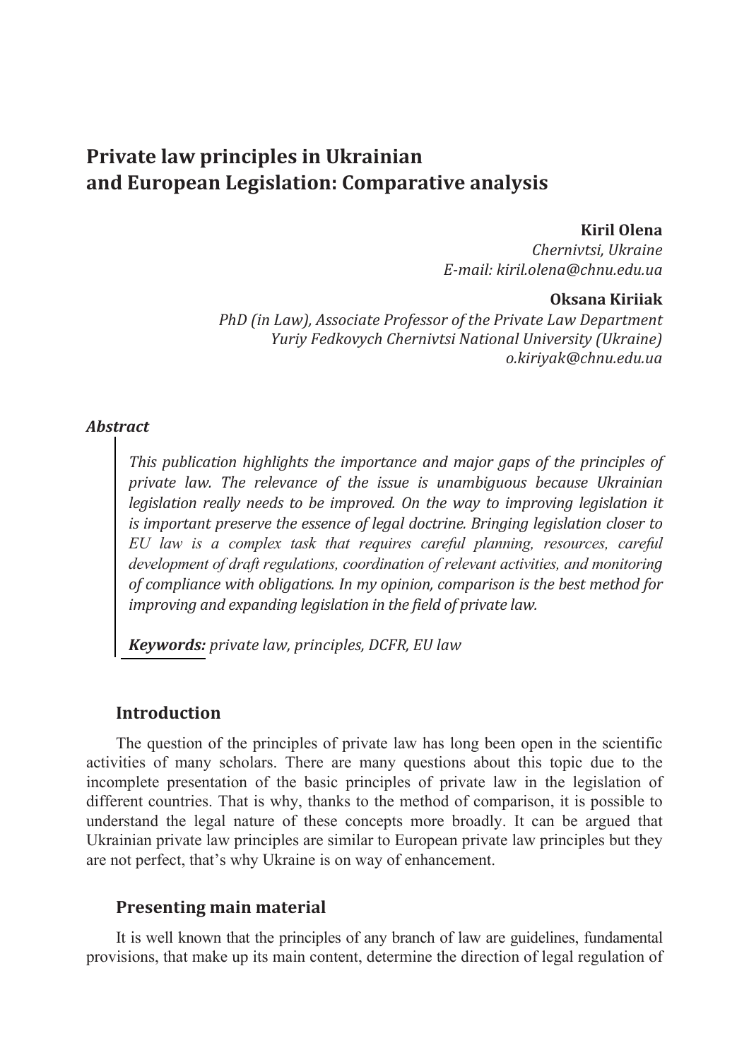# Private law principles in Ukrainian and European Legislation: Comparative analysis

**Kiril Olena**
*Chernivtsi, Ukraine*
*E-mail: kiril.olena@chnu.edu.ua*

**Oksana Kiriiak**
*PhD (in Law), Associate Professor of the Private Law Department*
*Yuriy Fedkovych Chernivtsi National University (Ukraine)*
*o.kiriyak@chnu.edu.ua*

***Abstract***

*This publication highlights the importance and major gaps of the principles of private law. The relevance of the issue is unambiguous because Ukrainian legislation really needs to be improved. On the way to improving legislation it is important preserve the essence of legal doctrine. Bringing legislation closer to EU law is a complex task that requires careful planning, resources, careful development of draft regulations, coordination of relevant activities, and monitoring of compliance with obligations. In my opinion, comparison is the best method for improving and expanding legislation in the field of private law.*

***Keywords:*** *private law, principles, DCFR, EU law*

## Introduction

The question of the principles of private law has long been open in the scientific activities of many scholars. There are many questions about this topic due to the incomplete presentation of the basic principles of private law in the legislation of different countries. That is why, thanks to the method of comparison, it is possible to understand the legal nature of these concepts more broadly. It can be argued that Ukrainian private law principles are similar to European private law principles but they are not perfect, that's why Ukraine is on way of enhancement.

## Presenting main material

It is well known that the principles of any branch of law are guidelines, fundamental provisions, that make up its main content, determine the direction of legal regulation of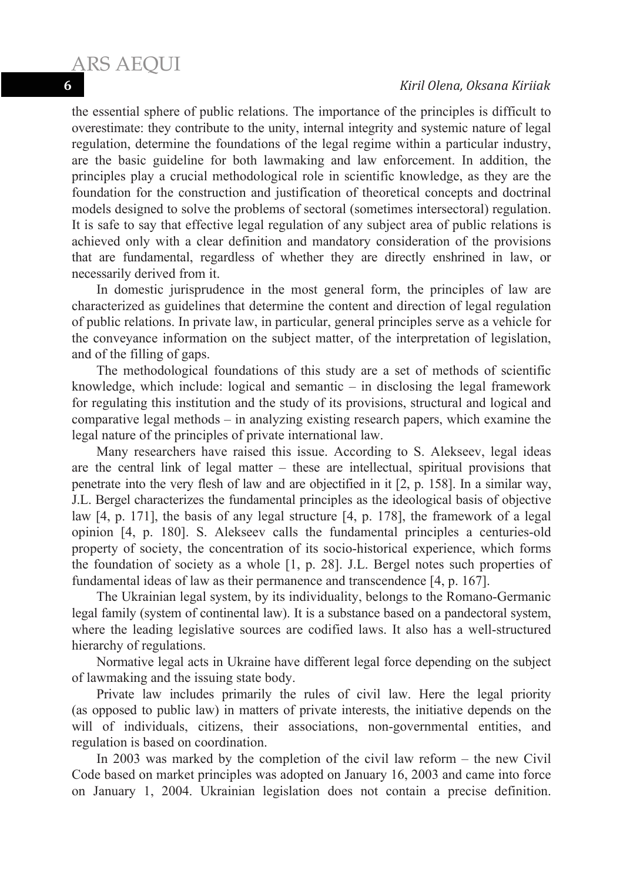the essential sphere of public relations. The importance of the principles is difficult to overestimate: they contribute to the unity, internal integrity and systemic nature of legal regulation, determine the foundations of the legal regime within a particular industry, are the basic guideline for both lawmaking and law enforcement. In addition, the principles play a crucial methodological role in scientific knowledge, as they are the foundation for the construction and justification of theoretical concepts and doctrinal models designed to solve the problems of sectoral (sometimes intersectoral) regulation. It is safe to say that effective legal regulation of any subject area of public relations is achieved only with a clear definition and mandatory consideration of the provisions that are fundamental, regardless of whether they are directly enshrined in law, or necessarily derived from it.

In domestic jurisprudence in the most general form, the principles of law are characterized as guidelines that determine the content and direction of legal regulation of public relations. In private law, in particular, general principles serve as a vehicle for the conveyance information on the subject matter, of the interpretation of legislation, and of the filling of gaps.

The methodological foundations of this study are a set of methods of scientific knowledge, which include: logical and semantic – in disclosing the legal framework for regulating this institution and the study of its provisions, structural and logical and comparative legal methods – in analyzing existing research papers, which examine the legal nature of the principles of private international law.

Many researchers have raised this issue. According to S. Alekseev, legal ideas are the central link of legal matter – these are intellectual, spiritual provisions that penetrate into the very flesh of law and are objectified in it [2, p. 158]. In a similar way, J.L. Bergel characterizes the fundamental principles as the ideological basis of objective law [4, p. 171], the basis of any legal structure [4, p. 178], the framework of a legal opinion [4, p. 180]. S. Alekseev calls the fundamental principles a centuries-old property of society, the concentration of its socio-historical experience, which forms the foundation of society as a whole [1, p. 28]. J.L. Bergel notes such properties of fundamental ideas of law as their permanence and transcendence [4, p. 167].

The Ukrainian legal system, by its individuality, belongs to the Romano-Germanic legal family (system of continental law). It is a substance based on a pandectoral system, where the leading legislative sources are codified laws. It also has a well-structured hierarchy of regulations.

Normative legal acts in Ukraine have different legal force depending on the subject of lawmaking and the issuing state body.

Private law includes primarily the rules of civil law. Here the legal priority (as opposed to public law) in matters of private interests, the initiative depends on the will of individuals, citizens, their associations, non-governmental entities, and regulation is based on coordination.

In 2003 was marked by the completion of the civil law reform – the new Civil Code based on market principles was adopted on January 16, 2003 and came into force on January 1, 2004. Ukrainian legislation does not contain a precise definition.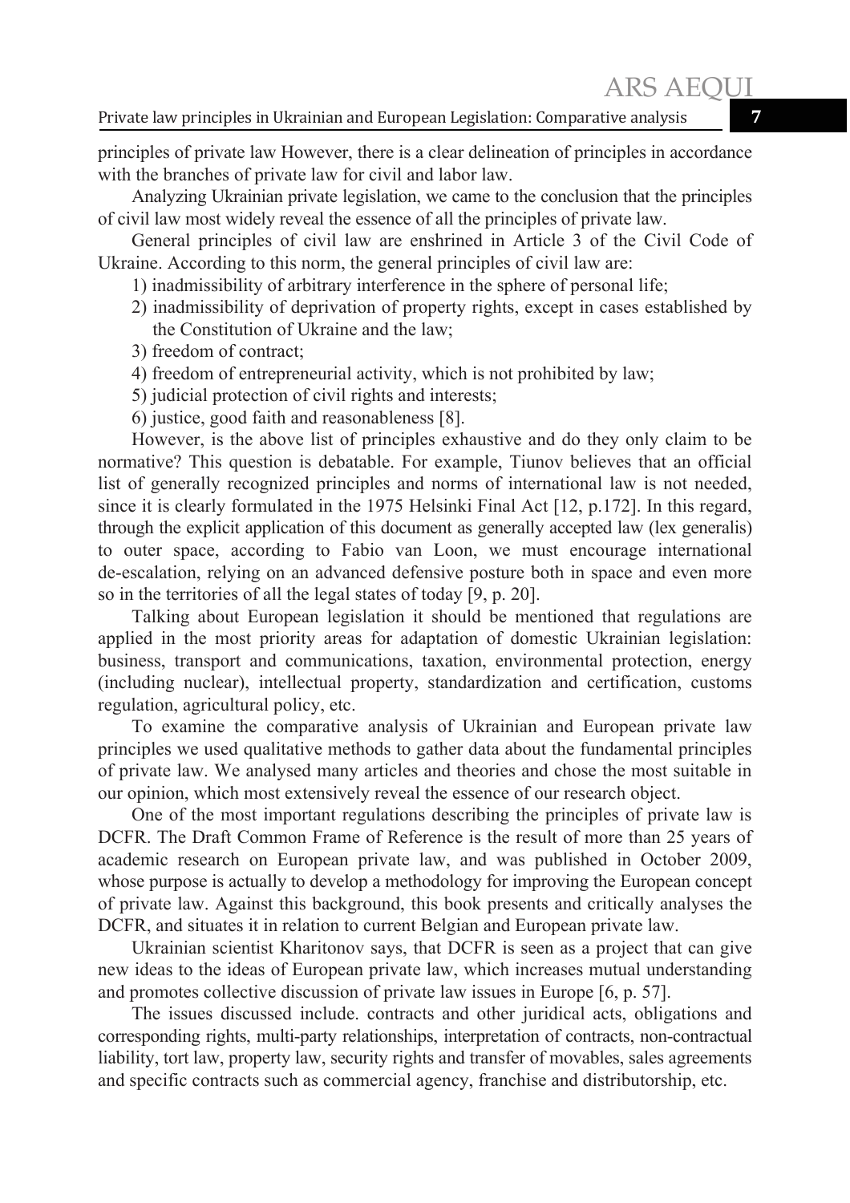principles of private law However, there is a clear delineation of principles in accordance with the branches of private law for civil and labor law.

Analyzing Ukrainian private legislation, we came to the conclusion that the principles of civil law most widely reveal the essence of all the principles of private law.

General principles of civil law are enshrined in Article 3 of the Civil Code of Ukraine. According to this norm, the general principles of civil law are:

1) inadmissibility of arbitrary interference in the sphere of personal life;
2) inadmissibility of deprivation of property rights, except in cases established by the Constitution of Ukraine and the law;
3) freedom of contract;
4) freedom of entrepreneurial activity, which is not prohibited by law;
5) judicial protection of civil rights and interests;
6) justice, good faith and reasonableness [8].

However, is the above list of principles exhaustive and do they only claim to be normative? This question is debatable. For example, Tiunov believes that an official list of generally recognized principles and norms of international law is not needed, since it is clearly formulated in the 1975 Helsinki Final Act [12, p.172]. In this regard, through the explicit application of this document as generally accepted law (lex generalis) to outer space, according to Fabio van Loon, we must encourage international de-escalation, relying on an advanced defensive posture both in space and even more so in the territories of all the legal states of today [9, p. 20].

Talking about European legislation it should be mentioned that regulations are applied in the most priority areas for adaptation of domestic Ukrainian legislation: business, transport and communications, taxation, environmental protection, energy (including nuclear), intellectual property, standardization and certification, customs regulation, agricultural policy, etc.

To examine the comparative analysis of Ukrainian and European private law principles we used qualitative methods to gather data about the fundamental principles of private law. We analysed many articles and theories and chose the most suitable in our opinion, which most extensively reveal the essence of our research object.

One of the most important regulations describing the principles of private law is DCFR. The Draft Common Frame of Reference is the result of more than 25 years of academic research on European private law, and was published in October 2009, whose purpose is actually to develop a methodology for improving the European concept of private law. Against this background, this book presents and critically analyses the DCFR, and situates it in relation to current Belgian and European private law.

Ukrainian scientist Kharitonov says, that DCFR is seen as a project that can give new ideas to the ideas of European private law, which increases mutual understanding and promotes collective discussion of private law issues in Europe [6, p. 57].

The issues discussed include. contracts and other juridical acts, obligations and corresponding rights, multi-party relationships, interpretation of contracts, non-contractual liability, tort law, property law, security rights and transfer of movables, sales agreements and specific contracts such as commercial agency, franchise and distributorship, etc.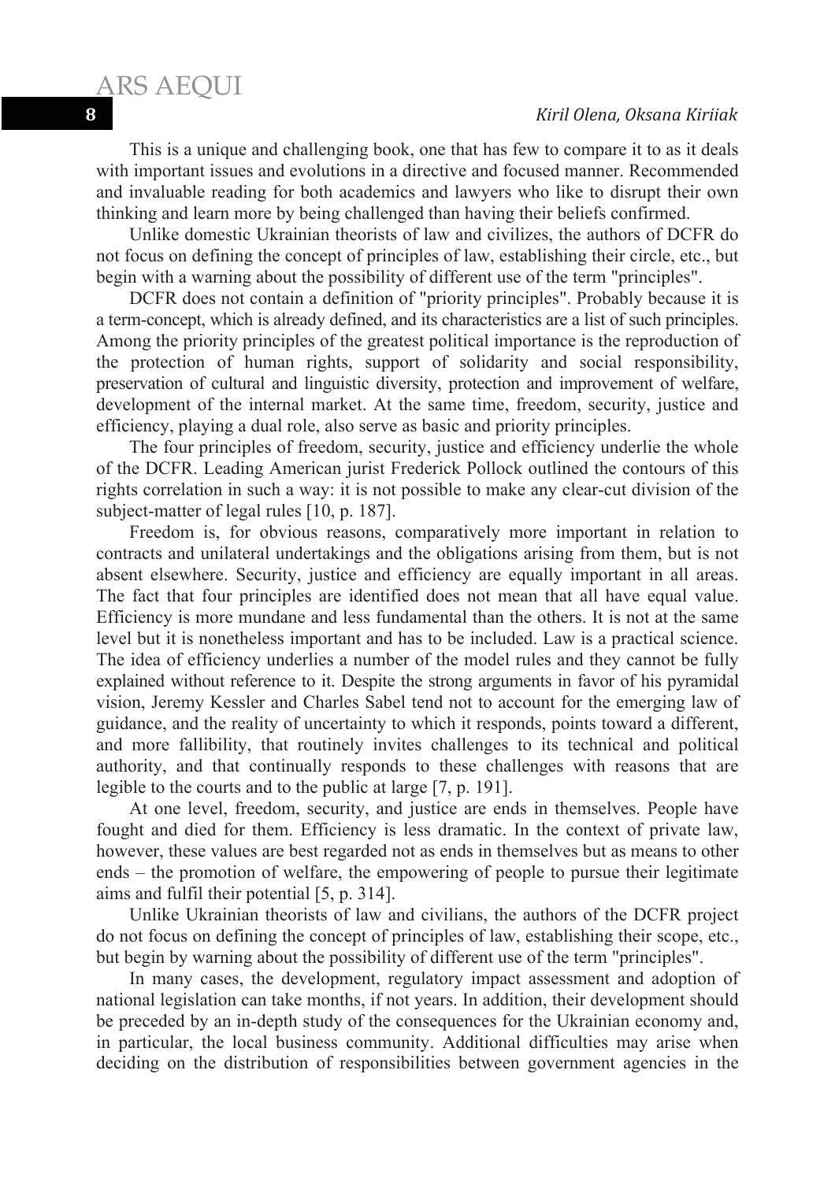This is a unique and challenging book, one that has few to compare it to as it deals with important issues and evolutions in a directive and focused manner. Recommended and invaluable reading for both academics and lawyers who like to disrupt their own thinking and learn more by being challenged than having their beliefs confirmed.

Unlike domestic Ukrainian theorists of law and civilizes, the authors of DCFR do not focus on defining the concept of principles of law, establishing their circle, etc., but begin with a warning about the possibility of different use of the term "principles".

DCFR does not contain a definition of "priority principles". Probably because it is a term-concept, which is already defined, and its characteristics are a list of such principles. Among the priority principles of the greatest political importance is the reproduction of the protection of human rights, support of solidarity and social responsibility, preservation of cultural and linguistic diversity, protection and improvement of welfare, development of the internal market. At the same time, freedom, security, justice and efficiency, playing a dual role, also serve as basic and priority principles.

The four principles of freedom, security, justice and efficiency underlie the whole of the DCFR. Leading American jurist Frederick Pollock outlined the contours of this rights correlation in such a way: it is not possible to make any clear-cut division of the subject-matter of legal rules [10, p. 187].

Freedom is, for obvious reasons, comparatively more important in relation to contracts and unilateral undertakings and the obligations arising from them, but is not absent elsewhere. Security, justice and efficiency are equally important in all areas. The fact that four principles are identified does not mean that all have equal value. Efficiency is more mundane and less fundamental than the others. It is not at the same level but it is nonetheless important and has to be included. Law is a practical science. The idea of efficiency underlies a number of the model rules and they cannot be fully explained without reference to it. Despite the strong arguments in favor of his pyramidal vision, Jeremy Kessler and Charles Sabel tend not to account for the emerging law of guidance, and the reality of uncertainty to which it responds, points toward a different, and more fallibility, that routinely invites challenges to its technical and political authority, and that continually responds to these challenges with reasons that are legible to the courts and to the public at large [7, p. 191].

At one level, freedom, security, and justice are ends in themselves. People have fought and died for them. Efficiency is less dramatic. In the context of private law, however, these values are best regarded not as ends in themselves but as means to other ends – the promotion of welfare, the empowering of people to pursue their legitimate aims and fulfil their potential [5, p. 314].

Unlike Ukrainian theorists of law and civilians, the authors of the DCFR project do not focus on defining the concept of principles of law, establishing their scope, etc., but begin by warning about the possibility of different use of the term "principles".

In many cases, the development, regulatory impact assessment and adoption of national legislation can take months, if not years. In addition, their development should be preceded by an in-depth study of the consequences for the Ukrainian economy and, in particular, the local business community. Additional difficulties may arise when deciding on the distribution of responsibilities between government agencies in the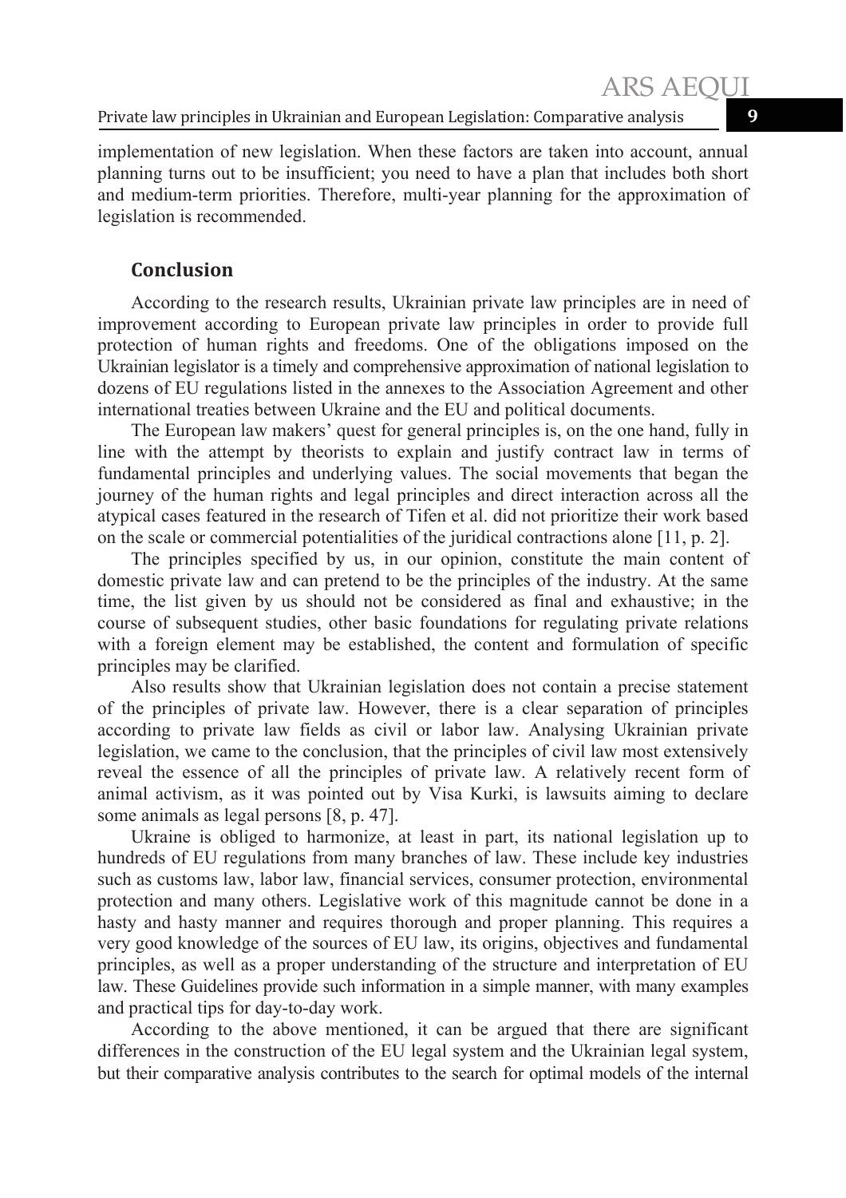implementation of new legislation. When these factors are taken into account, annual planning turns out to be insufficient; you need to have a plan that includes both short and medium-term priorities. Therefore, multi-year planning for the approximation of legislation is recommended.

## Conclusion

According to the research results, Ukrainian private law principles are in need of improvement according to European private law principles in order to provide full protection of human rights and freedoms. One of the obligations imposed on the Ukrainian legislator is a timely and comprehensive approximation of national legislation to dozens of EU regulations listed in the annexes to the Association Agreement and other international treaties between Ukraine and the EU and political documents.

The European law makers' quest for general principles is, on the one hand, fully in line with the attempt by theorists to explain and justify contract law in terms of fundamental principles and underlying values. The social movements that began the journey of the human rights and legal principles and direct interaction across all the atypical cases featured in the research of Tifen et al. did not prioritize their work based on the scale or commercial potentialities of the juridical contractions alone [11, p. 2].

The principles specified by us, in our opinion, constitute the main content of domestic private law and can pretend to be the principles of the industry. At the same time, the list given by us should not be considered as final and exhaustive; in the course of subsequent studies, other basic foundations for regulating private relations with a foreign element may be established, the content and formulation of specific principles may be clarified.

Also results show that Ukrainian legislation does not contain a precise statement of the principles of private law. However, there is a clear separation of principles according to private law fields as civil or labor law. Analysing Ukrainian private legislation, we came to the conclusion, that the principles of civil law most extensively reveal the essence of all the principles of private law. A relatively recent form of animal activism, as it was pointed out by Visa Kurki, is lawsuits aiming to declare some animals as legal persons [8, p. 47].

Ukraine is obliged to harmonize, at least in part, its national legislation up to hundreds of EU regulations from many branches of law. These include key industries such as customs law, labor law, financial services, consumer protection, environmental protection and many others. Legislative work of this magnitude cannot be done in a hasty and hasty manner and requires thorough and proper planning. This requires a very good knowledge of the sources of EU law, its origins, objectives and fundamental principles, as well as a proper understanding of the structure and interpretation of EU law. These Guidelines provide such information in a simple manner, with many examples and practical tips for day-to-day work.

According to the above mentioned, it can be argued that there are significant differences in the construction of the EU legal system and the Ukrainian legal system, but their comparative analysis contributes to the search for optimal models of the internal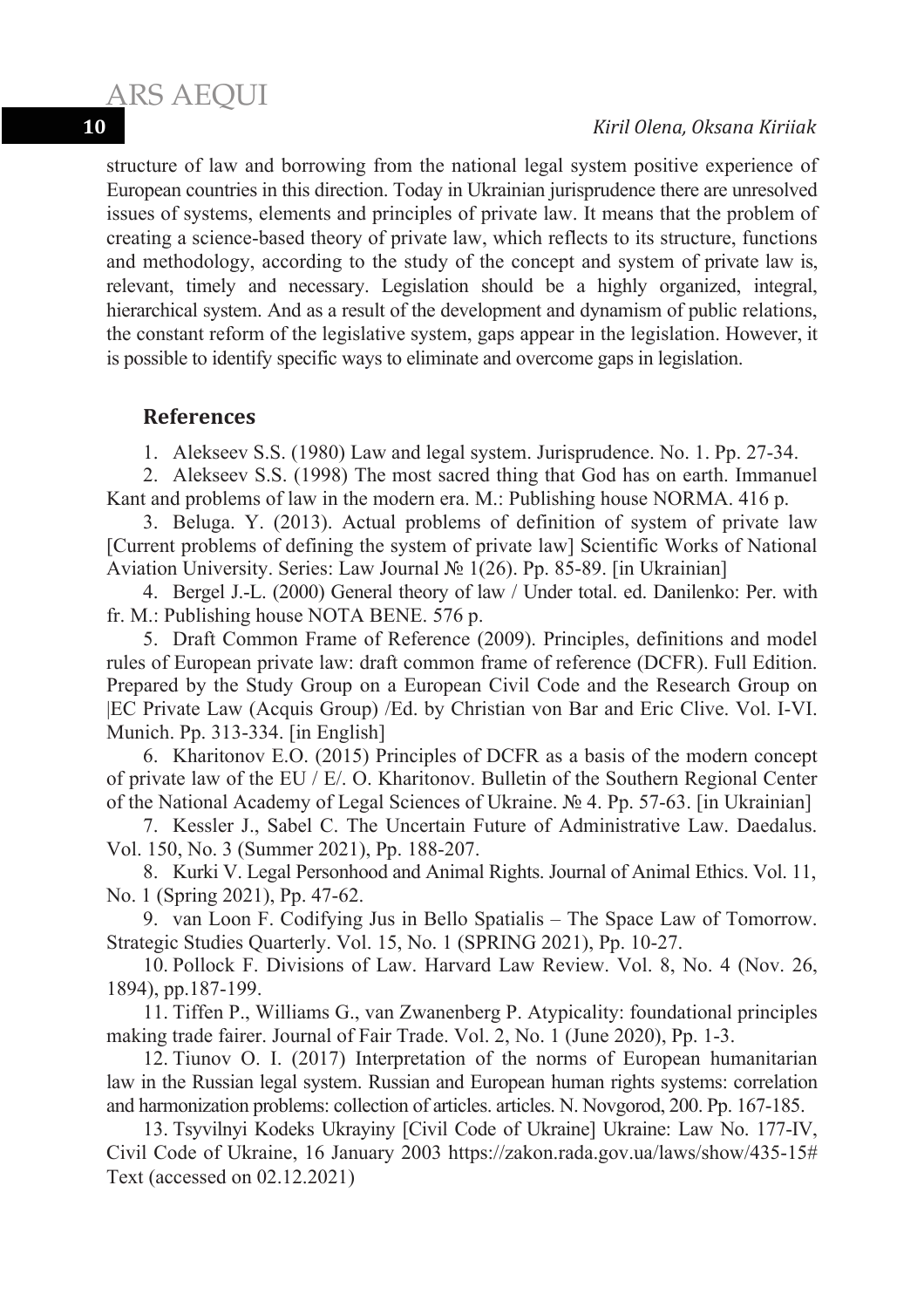structure of law and borrowing from the national legal system positive experience of European countries in this direction. Today in Ukrainian jurisprudence there are unresolved issues of systems, elements and principles of private law. It means that the problem of creating a science-based theory of private law, which reflects to its structure, functions and methodology, according to the study of the concept and system of private law is, relevant, timely and necessary. Legislation should be a highly organized, integral, hierarchical system. And as a result of the development and dynamism of public relations, the constant reform of the legislative system, gaps appear in the legislation. However, it is possible to identify specific ways to eliminate and overcome gaps in legislation.

## References

1. Alekseev S.S. (1980) Law and legal system. Jurisprudence. No. 1. Pp. 27-34.
2. Alekseev S.S. (1998) The most sacred thing that God has on earth. Immanuel Kant and problems of law in the modern era. M.: Publishing house NORMA. 416 p.
3. Beluga. Y. (2013). Actual problems of definition of system of private law [Current problems of defining the system of private law] Scientific Works of National Aviation University. Series: Law Journal № 1(26). Pp. 85-89. [in Ukrainian]
4. Bergel J.-L. (2000) General theory of law / Under total. ed. Danilenko: Per. with fr. M.: Publishing house NOTA BENE. 576 p.
5. Draft Common Frame of Reference (2009). Principles, definitions and model rules of European private law: draft common frame of reference (DCFR). Full Edition. Prepared by the Study Group on a European Civil Code and the Research Group on |EC Private Law (Acquis Group) /Ed. by Christian von Bar and Eric Clive. Vol. I-VI. Munich. Pp. 313-334. [in English]
6. Kharitonov E.O. (2015) Principles of DCFR as a basis of the modern concept of private law of the EU / E/. O. Kharitonov. Bulletin of the Southern Regional Center of the National Academy of Legal Sciences of Ukraine. № 4. Pp. 57-63. [in Ukrainian]
7. Kessler J., Sabel C. The Uncertain Future of Administrative Law. Daedalus. Vol. 150, No. 3 (Summer 2021), Pp. 188-207.
8. Kurki V. Legal Personhood and Animal Rights. Journal of Animal Ethics. Vol. 11, No. 1 (Spring 2021), Pp. 47-62.
9. van Loon F. Codifying Jus in Bello Spatialis – The Space Law of Tomorrow. Strategic Studies Quarterly. Vol. 15, No. 1 (SPRING 2021), Pp. 10-27.
10. Pollock F. Divisions of Law. Harvard Law Review. Vol. 8, No. 4 (Nov. 26, 1894), pp.187-199.
11. Tiffen P., Williams G., van Zwanenberg P. Atypicality: foundational principles making trade fairer. Journal of Fair Trade. Vol. 2, No. 1 (June 2020), Pp. 1-3.
12. Tiunov O. I. (2017) Interpretation of the norms of European humanitarian law in the Russian legal system. Russian and European human rights systems: correlation and harmonization problems: collection of articles. articles. N. Novgorod, 200. Pp. 167-185.
13. Tsyvilnyi Kodeks Ukrayiny [Civil Code of Ukraine] Ukraine: Law No. 177-IV, Civil Code of Ukraine, 16 January 2003 https://zakon.rada.gov.ua/laws/show/435-15#Text (accessed on 02.12.2021)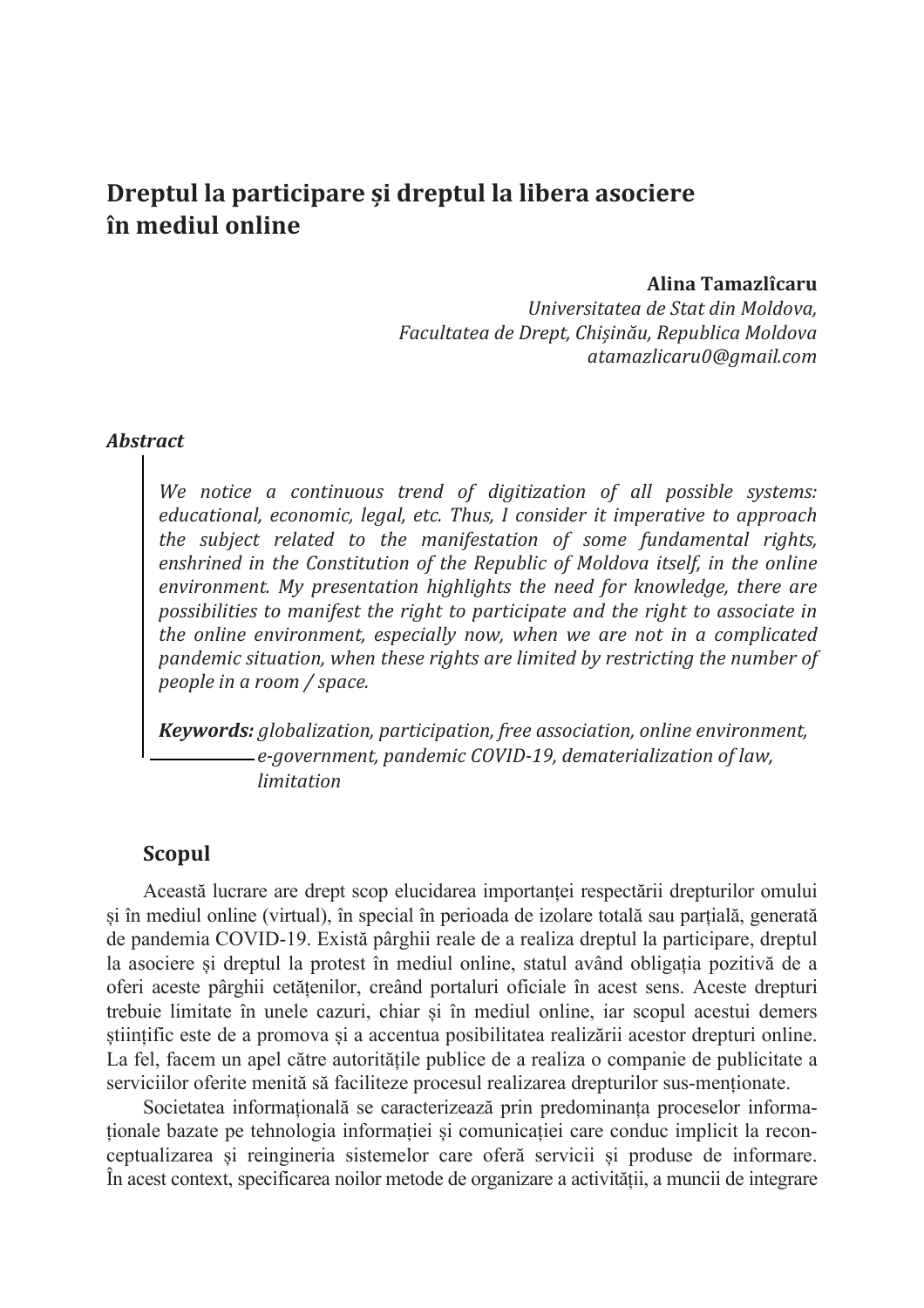# Dreptul la participare și dreptul la libera asociere în mediul online

**Alina Tamazlîcaru**
*Universitatea de Stat din Moldova,*
*Facultatea de Drept, Chișinău, Republica Moldova*
*atamazlicaru0@gmail.com*

### *Abstract*

*We notice a continuous trend of digitization of all possible systems: educational, economic, legal, etc. Thus, I consider it imperative to approach the subject related to the manifestation of some fundamental rights, enshrined in the Constitution of the Republic of Moldova itself, in the online environment. My presentation highlights the need for knowledge, there are possibilities to manifest the right to participate and the right to associate in the online environment, especially now, when we are not in a complicated pandemic situation, when these rights are limited by restricting the number of people in a room / space.*

***Keywords:*** *globalization, participation, free association, online environment, e-government, pandemic COVID-19, dematerialization of law, limitation*

## Scopul

Această lucrare are drept scop elucidarea importanței respectării drepturilor omului și în mediul online (virtual), în special în perioada de izolare totală sau parțială, generată de pandemia COVID-19. Există pârghii reale de a realiza dreptul la participare, dreptul la asociere și dreptul la protest în mediul online, statul având obligația pozitivă de a oferi aceste pârghii cetățenilor, creând portaluri oficiale în acest sens. Aceste drepturi trebuie limitate în unele cazuri, chiar și în mediul online, iar scopul acestui demers științific este de a promova și a accentua posibilitatea realizării acestor drepturi online. La fel, facem un apel către autoritățile publice de a realiza o companie de publicitate a serviciilor oferite menită să faciliteze procesul realizarea drepturilor sus-menționate.

Societatea informațională se caracterizează prin predominanța proceselor informaționale bazate pe tehnologia informației și comunicației care conduc implicit la reconceptualizarea și reingineria sistemelor care oferă servicii și produse de informare. În acest context, specificarea noilor metode de organizare a activității, a muncii de integrare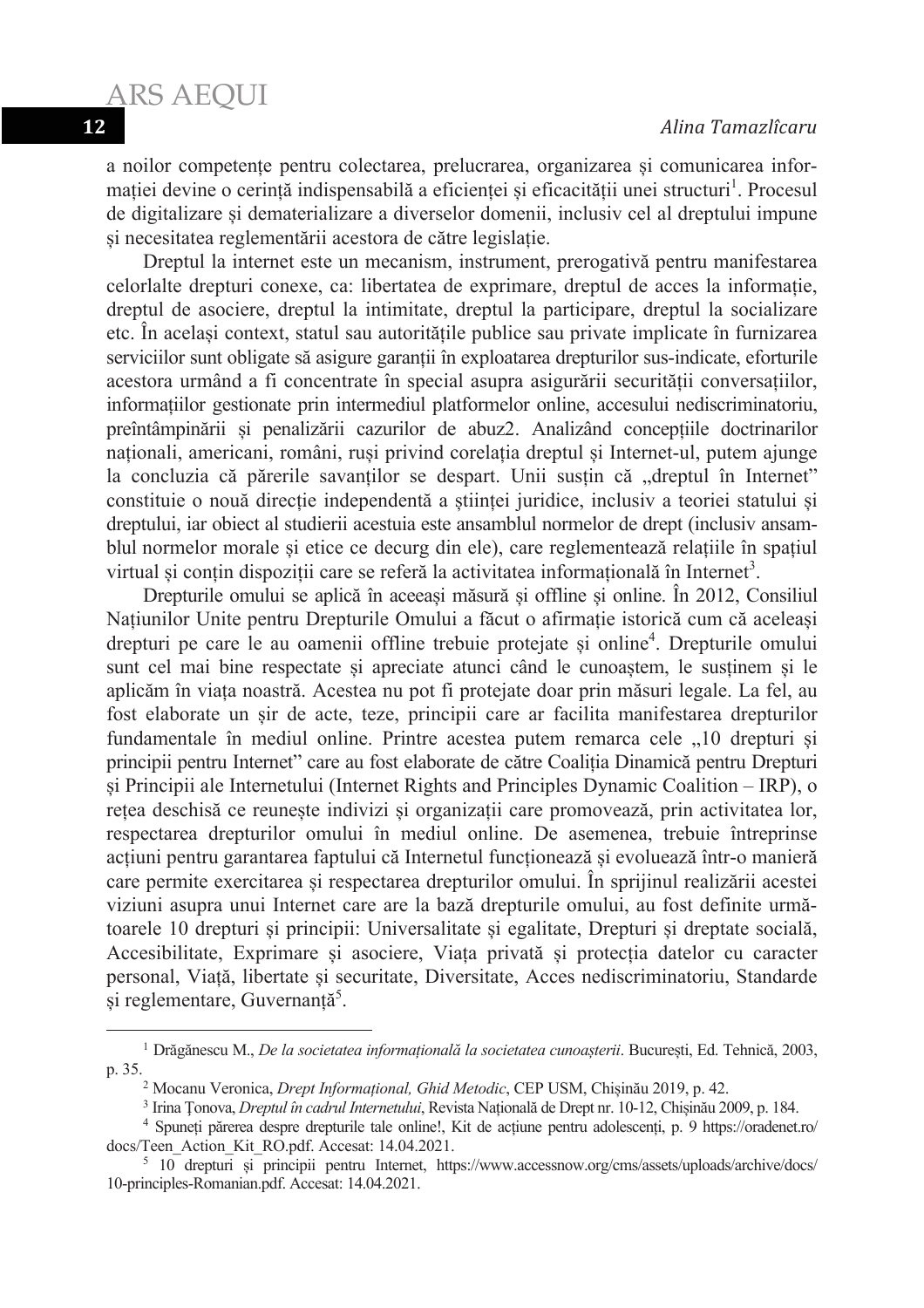a noilor competențe pentru colectarea, prelucrarea, organizarea și comunicarea informației devine o cerință indispensabilă a eficienței și eficacității unei structuri[1]. Procesul de digitalizare și dematerializare a diverselor domenii, inclusiv cel al dreptului impune și necesitatea reglementării acestora de către legislație.

Dreptul la internet este un mecanism, instrument, prerogativă pentru manifestarea celorlalte drepturi conexe, ca: libertatea de exprimare, dreptul de acces la informație, dreptul de asociere, dreptul la intimitate, dreptul la participare, dreptul la socializare etc. În același context, statul sau autoritățile publice sau private implicate în furnizarea serviciilor sunt obligate să asigure garanții în exploatarea drepturilor sus-indicate, eforturile acestora urmând a fi concentrate în special asupra asigurării securității conversațiilor, informațiilor gestionate prin intermediul platformelor online, accesului nediscriminatoriu, preîntâmpinării și penalizării cazurilor de abuz2. Analizând concepțiile doctrinarilor naționali, americani, români, ruși privind corelația dreptul și Internet-ul, putem ajunge la concluzia că părerile savanților se despart. Unii susțin că „dreptul în Internet" constituie o nouă direcție independentă a științei juridice, inclusiv a teoriei statului și dreptului, iar obiect al studierii acestuia este ansamblul normelor de drept (inclusiv ansamblul normelor morale și etice ce decurg din ele), care reglementează relațiile în spațiul virtual și conțin dispoziții care se referă la activitatea informațională în Internet[3].

Drepturile omului se aplică în aceeași măsură și offline și online. În 2012, Consiliul Națiunilor Unite pentru Drepturile Omului a făcut o afirmație istorică cum că aceleași drepturi pe care le au oamenii offline trebuie protejate și online[4]. Drepturile omului sunt cel mai bine respectate și apreciate atunci când le cunoaștem, le susținem și le aplicăm în viața noastră. Acestea nu pot fi protejate doar prin măsuri legale. La fel, au fost elaborate un șir de acte, teze, principii care ar facilita manifestarea drepturilor fundamentale în mediul online. Printre acestea putem remarca cele „10 drepturi și principii pentru Internet" care au fost elaborate de către Coaliția Dinamică pentru Drepturi și Principii ale Internetului (Internet Rights and Principles Dynamic Coalition – IRP), o rețea deschisă ce reunește indivizi și organizații care promovează, prin activitatea lor, respectarea drepturilor omului în mediul online. De asemenea, trebuie întreprinse acțiuni pentru garantarea faptului că Internetul funcționează și evoluează într-o manieră care permite exercitarea și respectarea drepturilor omului. În sprijinul realizării acestei viziuni asupra unui Internet care are la bază drepturile omului, au fost definite următoarele 10 drepturi și principii: Universalitate și egalitate, Drepturi și dreptate socială, Accesibilitate, Exprimare și asociere, Viața privată și protecția datelor cu caracter personal, Viață, libertate și securitate, Diversitate, Acces nediscriminatoriu, Standarde și reglementare, Guvernanță[5].

---

[1] Drăgănescu M., *De la societatea informațională la societatea cunoașterii*. București, Ed. Tehnică, 2003, p. 35.

[2] Mocanu Veronica, *Drept Informațional, Ghid Metodic*, CEP USM, Chișinău 2019, p. 42.

[3] Irina Țonova, *Dreptul în cadrul Internetului*, Revista Națională de Drept nr. 10-12, Chișinău 2009, p. 184.

[4] Spuneți părerea despre drepturile tale online!, Kit de acțiune pentru adolescenți, p. 9 https://oradenet.ro/docs/Teen_Action_Kit_RO.pdf. Accesat: 14.04.2021.

[5] 10 drepturi și principii pentru Internet, https://www.accessnow.org/cms/assets/uploads/archive/docs/10-principles-Romanian.pdf. Accesat: 14.04.2021.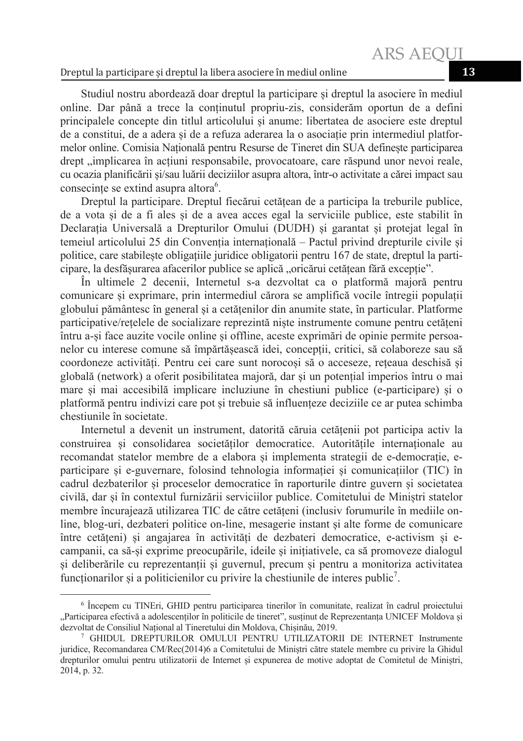Studiul nostru abordează doar dreptul la participare și dreptul la asociere în mediul online. Dar până a trece la conținutul propriu-zis, considerăm oportun de a defini principalele concepte din titlul articolului și anume: libertatea de asociere este dreptul de a constitui, de a adera și de a refuza aderarea la o asociație prin intermediul platformelor online. Comisia Națională pentru Resurse de Tineret din SUA definește participarea drept „implicarea în acțiuni responsabile, provocatoare, care răspund unor nevoi reale, cu ocazia planificării și/sau luării deciziilor asupra altora, într-o activitate a cărei impact sau consecințe se extind asupra altora[6].

Dreptul la participare. Dreptul fiecărui cetățean de a participa la treburile publice, de a vota și de a fi ales și de a avea acces egal la serviciile publice, este stabilit în Declarația Universală a Drepturilor Omului (DUDH) și garantat și protejat legal în temeiul articolului 25 din Convenția internațională – Pactul privind drepturile civile și politice, care stabilește obligațiile juridice obligatorii pentru 167 de state, dreptul la participare, la desfășurarea afacerilor publice se aplică „oricărui cetățean fără excepție".

În ultimele 2 decenii, Internetul s-a dezvoltat ca o platformă majoră pentru comunicare și exprimare, prin intermediul cărora se amplifică vocile întregii populații globului pământesc în general și a cetățenilor din anumite state, în particular. Platforme participative/rețelele de socializare reprezintă niște instrumente comune pentru cetățeni întru a-și face auzite vocile online și offline, aceste exprimări de opinie permite persoanelor cu interese comune să împărtășească idei, concepții, critici, să colaboreze sau să coordoneze activități. Pentru cei care sunt norocoși să o acceseze, rețeaua deschisă și globală (network) a oferit posibilitatea majoră, dar și un potențial imperios întru o mai mare și mai accesibilă implicare incluziune în chestiuni publice (e-participare) și o platformă pentru indivizi care pot și trebuie să influențeze deciziile ce ar putea schimba chestiunile în societate.

Internetul a devenit un instrument, datorită căruia cetățenii pot participa activ la construirea și consolidarea societăților democratice. Autoritățile internaționale au recomandat statelor membre de a elabora și implementa strategii de e-democrație, e-participare și e-guvernare, folosind tehnologia informației și comunicațiilor (TIC) în cadrul dezbaterilor și proceselor democratice în raporturile dintre guvern și societatea civilă, dar și în contextul furnizării serviciilor publice. Comitetului de Miniștri statelor membre încurajează utilizarea TIC de către cetățeni (inclusiv forumurile în mediile on-line, blog-uri, dezbateri politice on-line, mesagerie instant și alte forme de comunicare între cetățeni) și angajarea în activități de dezbateri democratice, e-activism și e-campanii, ca să-și exprime preocupările, ideile și inițiativele, ca să promoveze dialogul și deliberările cu reprezentanții și guvernul, precum și pentru a monitoriza activitatea funcționarilor și a politicienilor cu privire la chestiunile de interes public[7].

---

[6] Începem cu TINEri, GHID pentru participarea tinerilor în comunitate, realizat în cadrul proiectului „Participarea efectivă a adolescenților în politicile de tineret", susținut de Reprezentanța UNICEF Moldova și dezvoltat de Consiliul Național al Tineretului din Moldova, Chișinău, 2019.

[7] GHIDUL DREPTURILOR OMULUI PENTRU UTILIZATORII DE INTERNET Instrumente juridice, Recomandarea CM/Rec(2014)6 a Comitetului de Miniștri către statele membre cu privire la Ghidul drepturilor omului pentru utilizatorii de Internet și expunerea de motive adoptat de Comitetul de Miniștri, 2014, p. 32.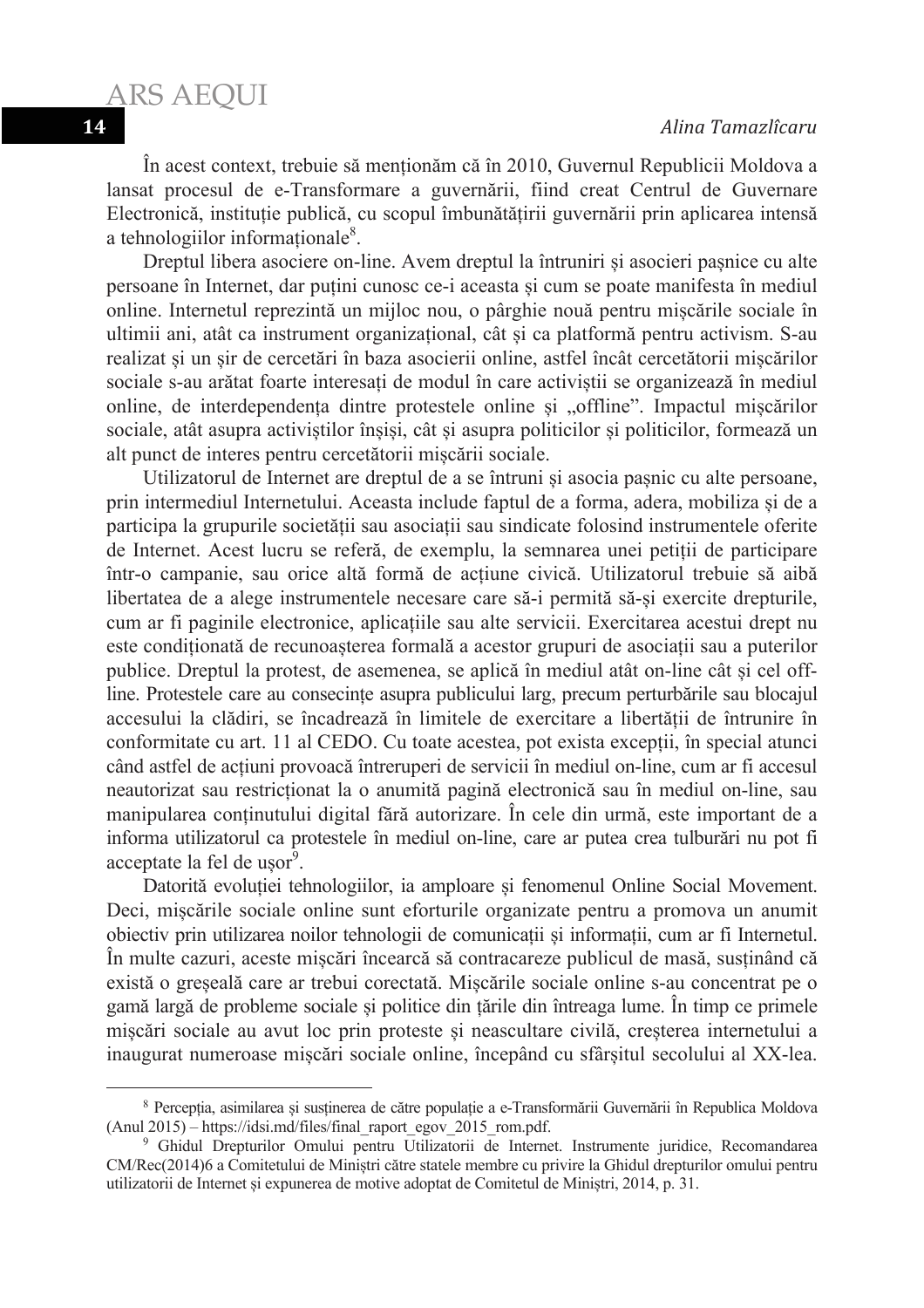În acest context, trebuie să menționăm că în 2010, Guvernul Republicii Moldova a lansat procesul de e-Transformare a guvernării, fiind creat Centrul de Guvernare Electronică, instituție publică, cu scopul îmbunătățirii guvernării prin aplicarea intensă a tehnologiilor informaționale[8].

Dreptul libera asociere on-line. Avem dreptul la întruniri și asocieri pașnice cu alte persoane în Internet, dar puțini cunosc ce-i aceasta și cum se poate manifesta în mediul online. Internetul reprezintă un mijloc nou, o pârghie nouă pentru mișcările sociale în ultimii ani, atât ca instrument organizațional, cât și ca platformă pentru activism. S-au realizat și un șir de cercetări în baza asocierii online, astfel încât cercetătorii mișcărilor sociale s-au arătat foarte interesați de modul în care activiștii se organizează în mediul online, de interdependența dintre protestele online și „offline". Impactul mișcărilor sociale, atât asupra activiștilor înșiși, cât și asupra politicilor și politicilor, formează un alt punct de interes pentru cercetătorii mișcării sociale.

Utilizatorul de Internet are dreptul de a se întruni și asocia pașnic cu alte persoane, prin intermediul Internetului. Aceasta include faptul de a forma, adera, mobiliza și de a participa la grupurile societății sau asociații sau sindicate folosind instrumentele oferite de Internet. Acest lucru se referă, de exemplu, la semnarea unei petiții de participare într-o campanie, sau orice altă formă de acțiune civică. Utilizatorul trebuie să aibă libertatea de a alege instrumentele necesare care să-i permită să-și exercite drepturile, cum ar fi paginile electronice, aplicațiile sau alte servicii. Exercitarea acestui drept nu este condiționată de recunoașterea formală a acestor grupuri de asociații sau a puterilor publice. Dreptul la protest, de asemenea, se aplică în mediul atât on-line cât și cel off-line. Protestele care au consecințe asupra publicului larg, precum perturbările sau blocajul accesului la clădiri, se încadrează în limitele de exercitare a libertății de întrunire în conformitate cu art. 11 al CEDO. Cu toate acestea, pot exista excepții, în special atunci când astfel de acțiuni provoacă întreruperi de servicii în mediul on-line, cum ar fi accesul neautorizat sau restricționat la o anumită pagină electronică sau în mediul on-line, sau manipularea conținutului digital fără autorizare. În cele din urmă, este important de a informa utilizatorul ca protestele în mediul on-line, care ar putea crea tulburări nu pot fi acceptate la fel de ușor[9].

Datorită evoluției tehnologiilor, ia amploare și fenomenul Online Social Movement. Deci, mișcările sociale online sunt eforturile organizate pentru a promova un anumit obiectiv prin utilizarea noilor tehnologii de comunicații și informații, cum ar fi Internetul. În multe cazuri, aceste mișcări încearcă să contracareze publicul de masă, susținând că există o greșeală care ar trebui corectată. Mișcările sociale online s-au concentrat pe o gamă largă de probleme sociale și politice din țările din întreaga lume. În timp ce primele mișcări sociale au avut loc prin proteste și neascultare civilă, creșterea internetului a inaugurat numeroase mișcări sociale online, începând cu sfârșitul secolului al XX-lea.

---

[8] Percepția, asimilarea și susținerea de către populație a e-Transformării Guvernării în Republica Moldova (Anul 2015) – https://idsi.md/files/final_raport_egov_2015_rom.pdf.

[9] Ghidul Drepturilor Omului pentru Utilizatorii de Internet. Instrumente juridice, Recomandarea CM/Rec(2014)6 a Comitetului de Miniștri către statele membre cu privire la Ghidul drepturilor omului pentru utilizatorii de Internet și expunerea de motive adoptat de Comitetul de Miniștri, 2014, p. 31.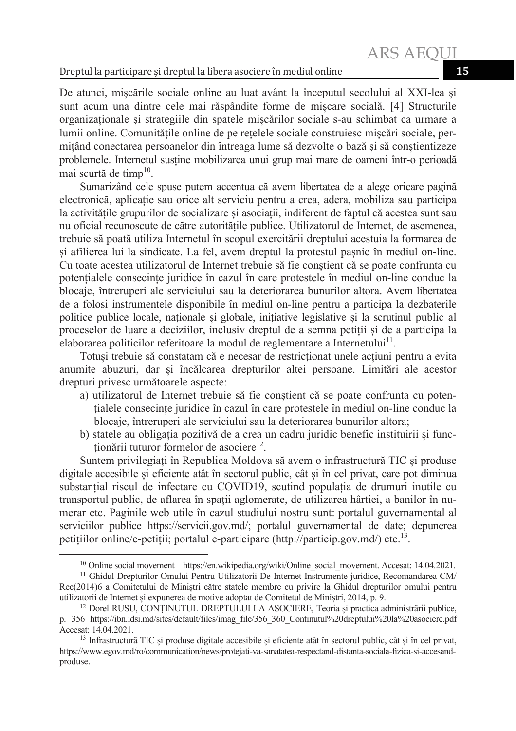De atunci, mișcările sociale online au luat avânt la începutul secolului al XXI-lea și sunt acum una dintre cele mai răspândite forme de mișcare socială. [4] Structurile organizaționale și strategiile din spatele mișcărilor sociale s-au schimbat ca urmare a lumii online. Comunitățile online de pe rețelele sociale construiesc mișcări sociale, permițând conectarea persoanelor din întreaga lume să dezvolte o bază și să conștientizeze problemele. Internetul susține mobilizarea unui grup mai mare de oameni într-o perioadă mai scurtă de timp[10].

Sumarizând cele spuse putem accentua că avem libertatea de a alege oricare pagină electronică, aplicație sau orice alt serviciu pentru a crea, adera, mobiliza sau participa la activitățile grupurilor de socializare și asociații, indiferent de faptul că acestea sunt sau nu oficial recunoscute de către autoritățile publice. Utilizatorul de Internet, de asemenea, trebuie să poată utiliza Internetul în scopul exercitării dreptului acestuia la formarea de și afilierea lui la sindicate. La fel, avem dreptul la protestul pașnic în mediul on-line. Cu toate acestea utilizatorul de Internet trebuie să fie conștient că se poate confrunta cu potențialele consecințe juridice în cazul în care protestele în mediul on-line conduc la blocaje, întreruperi ale serviciului sau la deteriorarea bunurilor altora. Avem libertatea de a folosi instrumentele disponibile în mediul on-line pentru a participa la dezbaterile politice publice locale, naționale și globale, inițiative legislative și la scrutinul public al proceselor de luare a deciziilor, inclusiv dreptul de a semna petiții și de a participa la elaborarea politicilor referitoare la modul de reglementare a Internetului[11].

Totuși trebuie să constatam că e necesar de restricționat unele acțiuni pentru a evita anumite abuzuri, dar și încălcarea drepturilor altei persoane. Limitări ale acestor drepturi privesc următoarele aspecte:

a) utilizatorul de Internet trebuie să fie conștient că se poate confrunta cu potențialele consecințe juridice în cazul în care protestele în mediul on-line conduc la blocaje, întreruperi ale serviciului sau la deteriorarea bunurilor altora;
b) statele au obligația pozitivă de a crea un cadru juridic benefic instituirii și funcționării tuturor formelor de asociere[12].

Suntem privilegiați în Republica Moldova să avem o infrastructură TIC și produse digitale accesibile și eficiente atât în sectorul public, cât și în cel privat, care pot diminua substanțial riscul de infectare cu COVID19, scutind populația de drumuri inutile cu transportul public, de aflarea în spații aglomerate, de utilizarea hârtiei, a banilor în numerar etc. Paginile web utile în cazul studiului nostru sunt: portalul guvernamental al serviciilor publice https://servicii.gov.md/; portalul guvernamental de date; depunerea petițiilor online/e-petiții; portalul e-participare (http://particip.gov.md/) etc.[13].

---

[10] Online social movement – https://en.wikipedia.org/wiki/Online_social_movement. Accesat: 14.04.2021.

[11] Ghidul Drepturilor Omului Pentru Utilizatorii De Internet Instrumente juridice, Recomandarea CM/Rec(2014)6 a Comitetului de Miniștri către statele membre cu privire la Ghidul drepturilor omului pentru utilizatorii de Internet și expunerea de motive adoptat de Comitetul de Miniștri, 2014, p. 9.

[12] Dorel RUSU, CONȚINUTUL DREPTULUI LA ASOCIERE, Teoria și practica administrării publice, p. 356 https://ibn.idsi.md/sites/default/files/imag_file/356_360_Continutul%20dreptului%20la%20asociere.pdf Accesat: 14.04.2021.

[13] Infrastructură TIC și produse digitale accesibile și eficiente atât în sectorul public, cât și în cel privat, https://www.egov.md/ro/communication/news/protejati-va-sanatatea-respectand-distanta-sociala-fizica-si-accesand-produse.